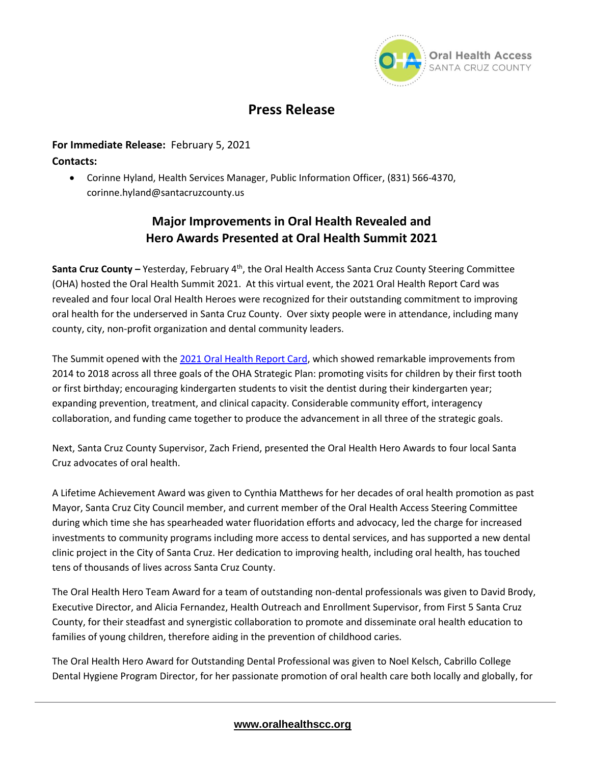Oral Health Access
SANTA CRUZ COUNTY

# Press Release

**For Immediate Release:** February 5, 2021

**Contacts:**

- Corinne Hyland, Health Services Manager, Public Information Officer, (831) 566-4370, corinne.hyland@santacruzcounty.us

## Major Improvements in Oral Health Revealed and Hero Awards Presented at Oral Health Summit 2021

**Santa Cruz County –** Yesterday, February 4th, the Oral Health Access Santa Cruz County Steering Committee (OHA) hosted the Oral Health Summit 2021. At this virtual event, the 2021 Oral Health Report Card was revealed and four local Oral Health Heroes were recognized for their outstanding commitment to improving oral health for the underserved in Santa Cruz County. Over sixty people were in attendance, including many county, city, non-profit organization and dental community leaders.

The Summit opened with the 2021 Oral Health Report Card, which showed remarkable improvements from 2014 to 2018 across all three goals of the OHA Strategic Plan: promoting visits for children by their first tooth or first birthday; encouraging kindergarten students to visit the dentist during their kindergarten year; expanding prevention, treatment, and clinical capacity. Considerable community effort, interagency collaboration, and funding came together to produce the advancement in all three of the strategic goals.

Next, Santa Cruz County Supervisor, Zach Friend, presented the Oral Health Hero Awards to four local Santa Cruz advocates of oral health.

A Lifetime Achievement Award was given to Cynthia Matthews for her decades of oral health promotion as past Mayor, Santa Cruz City Council member, and current member of the Oral Health Access Steering Committee during which time she has spearheaded water fluoridation efforts and advocacy, led the charge for increased investments to community programs including more access to dental services, and has supported a new dental clinic project in the City of Santa Cruz. Her dedication to improving health, including oral health, has touched tens of thousands of lives across Santa Cruz County.

The Oral Health Hero Team Award for a team of outstanding non-dental professionals was given to David Brody, Executive Director, and Alicia Fernandez, Health Outreach and Enrollment Supervisor, from First 5 Santa Cruz County, for their steadfast and synergistic collaboration to promote and disseminate oral health education to families of young children, therefore aiding in the prevention of childhood caries.

The Oral Health Hero Award for Outstanding Dental Professional was given to Noel Kelsch, Cabrillo College Dental Hygiene Program Director, for her passionate promotion of oral health care both locally and globally, for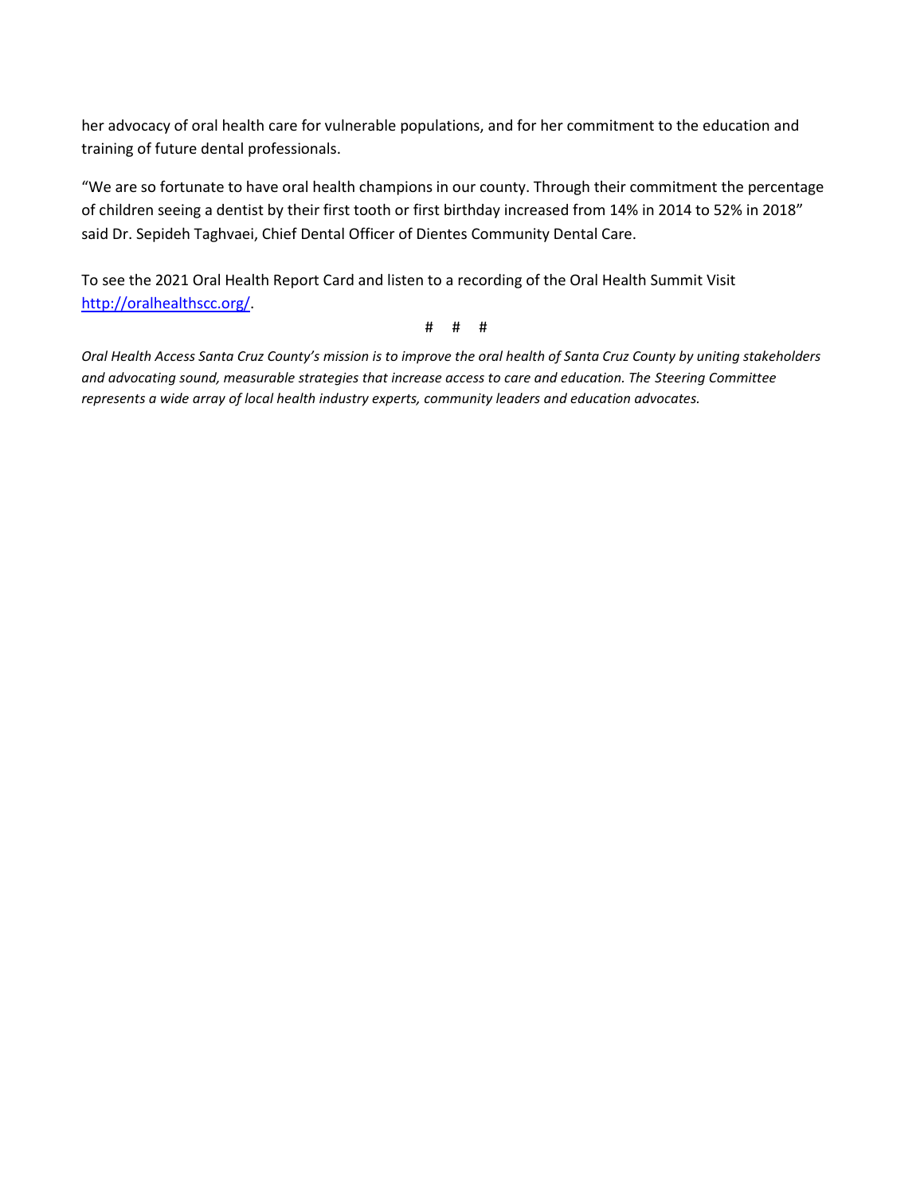her advocacy of oral health care for vulnerable populations, and for her commitment to the education and training of future dental professionals.

"We are so fortunate to have oral health champions in our county. Through their commitment the percentage of children seeing a dentist by their first tooth or first birthday increased from 14% in 2014 to 52% in 2018" said Dr. Sepideh Taghvaei, Chief Dental Officer of Dientes Community Dental Care.

To see the 2021 Oral Health Report Card and listen to a recording of the Oral Health Summit Visit [http://oralhealthscc.org/](http://oralhealthscc.org/).

# # #

*Oral Health Access Santa Cruz County's mission is to improve the oral health of Santa Cruz County by uniting stakeholders and advocating sound, measurable strategies that increase access to care and education. The Steering Committee represents a wide array of local health industry experts, community leaders and education advocates.*